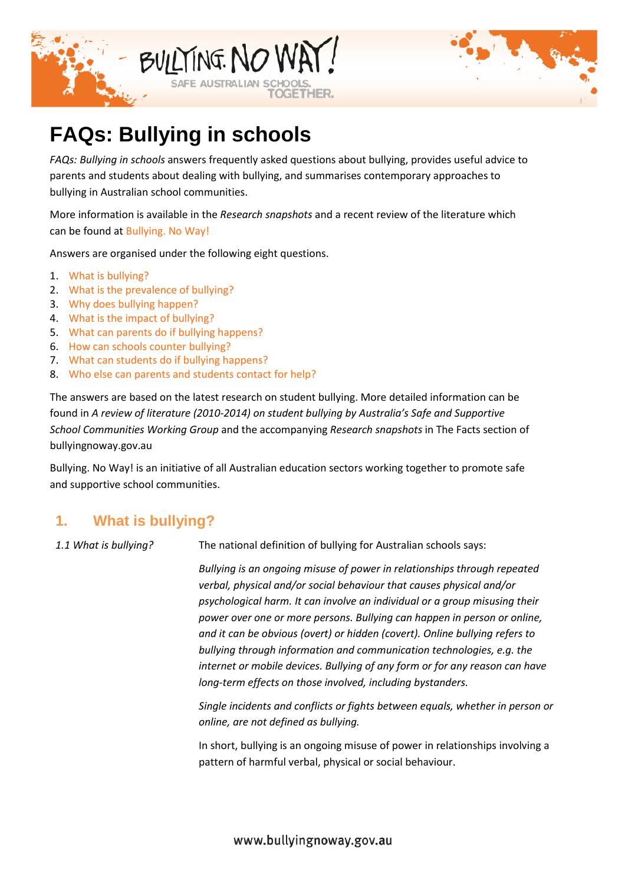# FAQs: Bullying in schools

*FAQs: Bullying in schools* answers frequently asked questions about bullying, provides useful advice to parents and students about dealing with bullying, and summarises contemporary approaches to bullying in Australian school communities.

More information is available in the *Research snapshots* and a recent review of the literature which can be found at Bullying. No Way!

Answers are organised under the following eight questions.

1. What is bullying?
2. What is the prevalence of bullying?
3. Why does bullying happen?
4. What is the impact of bullying?
5. What can parents do if bullying happens?
6. How can schools counter bullying?
7. What can students do if bullying happens?
8. Who else can parents and students contact for help?

The answers are based on the latest research on student bullying. More detailed information can be found in *A review of literature (2010-2014) on student bullying by Australia's Safe and Supportive School Communities Working Group* and the accompanying *Research snapshots* in The Facts section of bullyingnoway.gov.au

Bullying. No Way! is an initiative of all Australian education sectors working together to promote safe and supportive school communities.

## 1. What is bullying?

*1.1 What is bullying?*

The national definition of bullying for Australian schools says:

*Bullying is an ongoing misuse of power in relationships through repeated verbal, physical and/or social behaviour that causes physical and/or psychological harm. It can involve an individual or a group misusing their power over one or more persons. Bullying can happen in person or online, and it can be obvious (overt) or hidden (covert). Online bullying refers to bullying through information and communication technologies, e.g. the internet or mobile devices. Bullying of any form or for any reason can have long-term effects on those involved, including bystanders.*

*Single incidents and conflicts or fights between equals, whether in person or online, are not defined as bullying.*

In short, bullying is an ongoing misuse of power in relationships involving a pattern of harmful verbal, physical or social behaviour.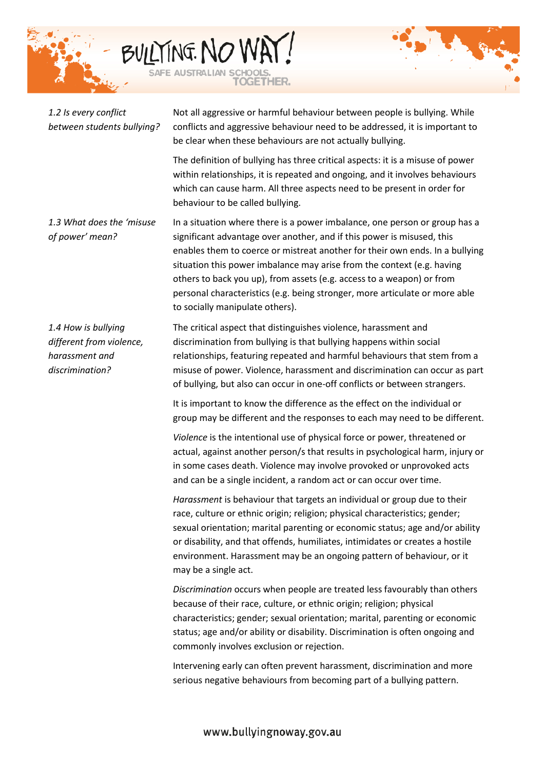*1.2 Is every conflict between students bullying?*

Not all aggressive or harmful behaviour between people is bullying. While conflicts and aggressive behaviour need to be addressed, it is important to be clear when these behaviours are not actually bullying.

The definition of bullying has three critical aspects: it is a misuse of power within relationships, it is repeated and ongoing, and it involves behaviours which can cause harm. All three aspects need to be present in order for behaviour to be called bullying.

*1.3 What does the 'misuse of power' mean?*

In a situation where there is a power imbalance, one person or group has a significant advantage over another, and if this power is misused, this enables them to coerce or mistreat another for their own ends. In a bullying situation this power imbalance may arise from the context (e.g. having others to back you up), from assets (e.g. access to a weapon) or from personal characteristics (e.g. being stronger, more articulate or more able to socially manipulate others).

*1.4 How is bullying different from violence, harassment and discrimination?*

The critical aspect that distinguishes violence, harassment and discrimination from bullying is that bullying happens within social relationships, featuring repeated and harmful behaviours that stem from a misuse of power. Violence, harassment and discrimination can occur as part of bullying, but also can occur in one-off conflicts or between strangers.

It is important to know the difference as the effect on the individual or group may be different and the responses to each may need to be different.

*Violence* is the intentional use of physical force or power, threatened or actual, against another person/s that results in psychological harm, injury or in some cases death. Violence may involve provoked or unprovoked acts and can be a single incident, a random act or can occur over time.

*Harassment* is behaviour that targets an individual or group due to their race, culture or ethnic origin; religion; physical characteristics; gender; sexual orientation; marital parenting or economic status; age and/or ability or disability, and that offends, humiliates, intimidates or creates a hostile environment. Harassment may be an ongoing pattern of behaviour, or it may be a single act.

*Discrimination* occurs when people are treated less favourably than others because of their race, culture, or ethnic origin; religion; physical characteristics; gender; sexual orientation; marital, parenting or economic status; age and/or ability or disability. Discrimination is often ongoing and commonly involves exclusion or rejection.

Intervening early can often prevent harassment, discrimination and more serious negative behaviours from becoming part of a bullying pattern.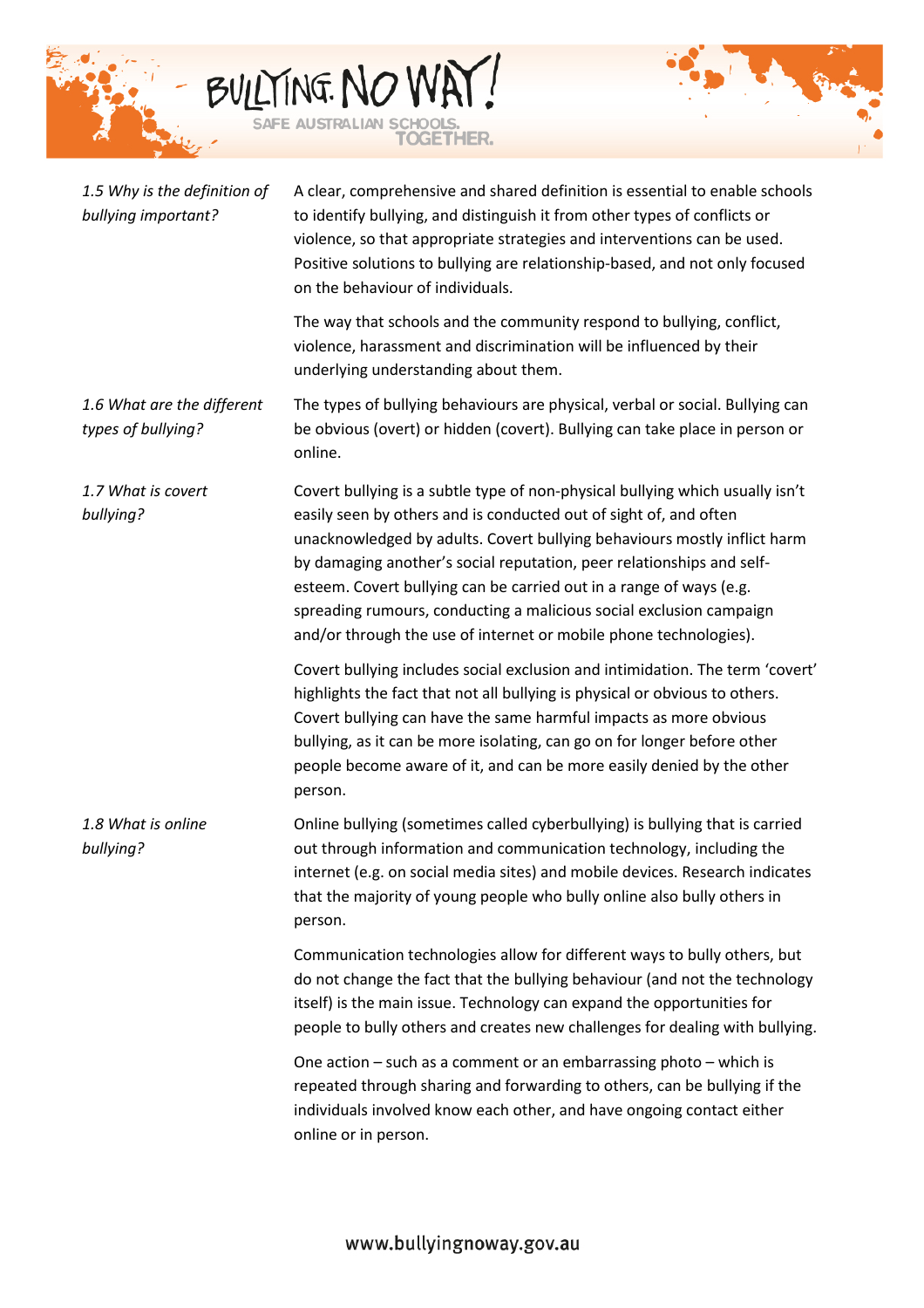*1.5 Why is the definition of bullying important?*

A clear, comprehensive and shared definition is essential to enable schools to identify bullying, and distinguish it from other types of conflicts or violence, so that appropriate strategies and interventions can be used. Positive solutions to bullying are relationship-based, and not only focused on the behaviour of individuals.

The way that schools and the community respond to bullying, conflict, violence, harassment and discrimination will be influenced by their underlying understanding about them.

*1.6 What are the different types of bullying?*

The types of bullying behaviours are physical, verbal or social. Bullying can be obvious (overt) or hidden (covert). Bullying can take place in person or online.

*1.7 What is covert bullying?*

Covert bullying is a subtle type of non-physical bullying which usually isn't easily seen by others and is conducted out of sight of, and often unacknowledged by adults. Covert bullying behaviours mostly inflict harm by damaging another's social reputation, peer relationships and self-esteem. Covert bullying can be carried out in a range of ways (e.g. spreading rumours, conducting a malicious social exclusion campaign and/or through the use of internet or mobile phone technologies).

Covert bullying includes social exclusion and intimidation. The term 'covert' highlights the fact that not all bullying is physical or obvious to others. Covert bullying can have the same harmful impacts as more obvious bullying, as it can be more isolating, can go on for longer before other people become aware of it, and can be more easily denied by the other person.

*1.8 What is online bullying?*

Online bullying (sometimes called cyberbullying) is bullying that is carried out through information and communication technology, including the internet (e.g. on social media sites) and mobile devices. Research indicates that the majority of young people who bully online also bully others in person.

Communication technologies allow for different ways to bully others, but do not change the fact that the bullying behaviour (and not the technology itself) is the main issue. Technology can expand the opportunities for people to bully others and creates new challenges for dealing with bullying.

One action – such as a comment or an embarrassing photo – which is repeated through sharing and forwarding to others, can be bullying if the individuals involved know each other, and have ongoing contact either online or in person.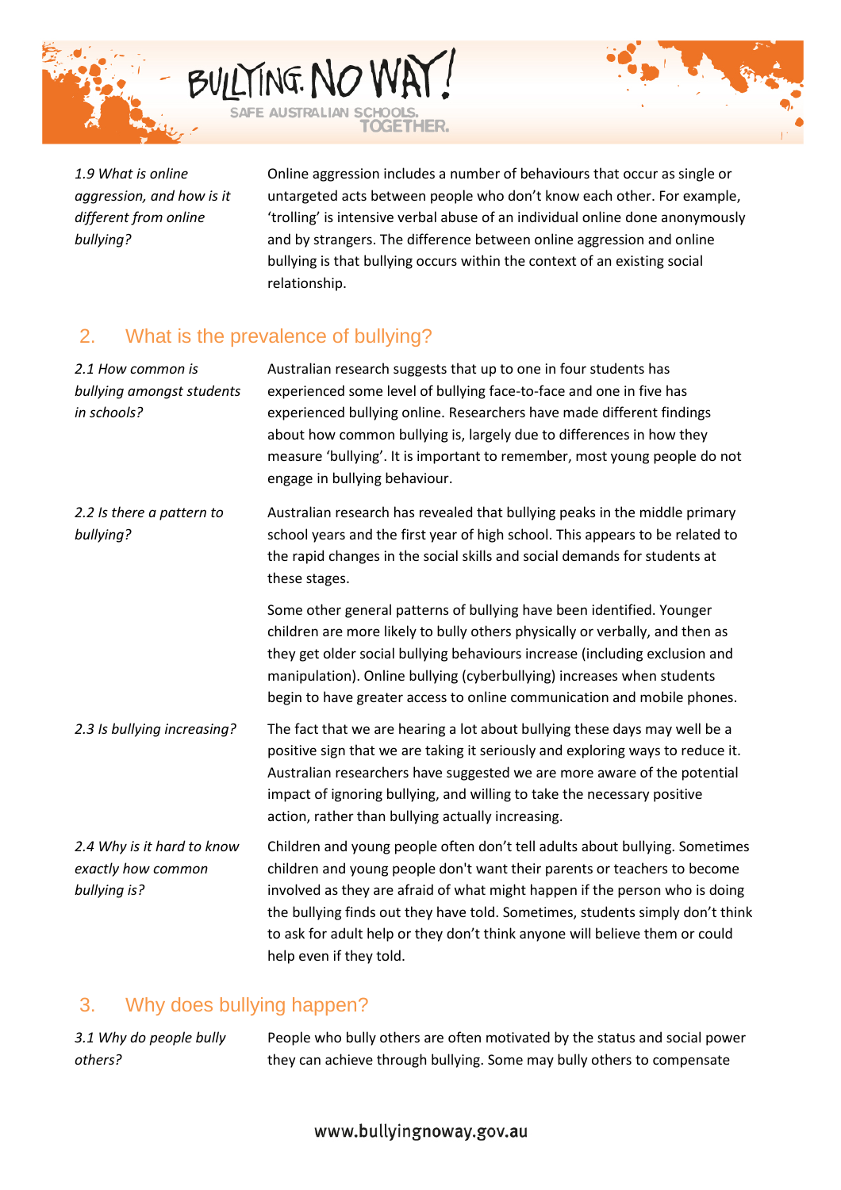*1.9 What is online aggression, and how is it different from online bullying?*

Online aggression includes a number of behaviours that occur as single or untargeted acts between people who don't know each other. For example, 'trolling' is intensive verbal abuse of an individual online done anonymously and by strangers. The difference between online aggression and online bullying is that bullying occurs within the context of an existing social relationship.

## 2. What is the prevalence of bullying?

*2.1 How common is bullying amongst students in schools?*

Australian research suggests that up to one in four students has experienced some level of bullying face-to-face and one in five has experienced bullying online. Researchers have made different findings about how common bullying is, largely due to differences in how they measure 'bullying'. It is important to remember, most young people do not engage in bullying behaviour.

*2.2 Is there a pattern to bullying?*

Australian research has revealed that bullying peaks in the middle primary school years and the first year of high school. This appears to be related to the rapid changes in the social skills and social demands for students at these stages.

Some other general patterns of bullying have been identified. Younger children are more likely to bully others physically or verbally, and then as they get older social bullying behaviours increase (including exclusion and manipulation). Online bullying (cyberbullying) increases when students begin to have greater access to online communication and mobile phones.

*2.3 Is bullying increasing?*

The fact that we are hearing a lot about bullying these days may well be a positive sign that we are taking it seriously and exploring ways to reduce it. Australian researchers have suggested we are more aware of the potential impact of ignoring bullying, and willing to take the necessary positive action, rather than bullying actually increasing.

*2.4 Why is it hard to know exactly how common bullying is?*

Children and young people often don't tell adults about bullying. Sometimes children and young people don't want their parents or teachers to become involved as they are afraid of what might happen if the person who is doing the bullying finds out they have told. Sometimes, students simply don't think to ask for adult help or they don't think anyone will believe them or could help even if they told.

## 3. Why does bullying happen?

*3.1 Why do people bully others?*

People who bully others are often motivated by the status and social power they can achieve through bullying. Some may bully others to compensate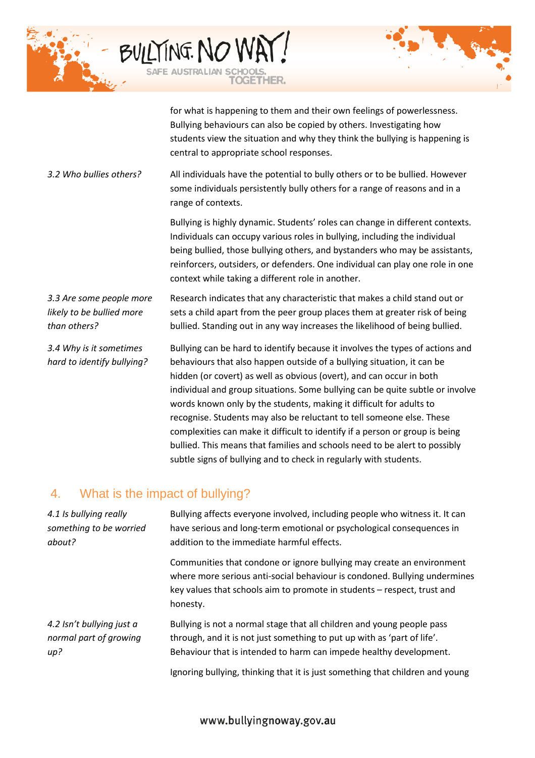for what is happening to them and their own feelings of powerlessness. Bullying behaviours can also be copied by others. Investigating how students view the situation and why they think the bullying is happening is central to appropriate school responses.

*3.2 Who bullies others?*

All individuals have the potential to bully others or to be bullied. However some individuals persistently bully others for a range of reasons and in a range of contexts.

Bullying is highly dynamic. Students' roles can change in different contexts. Individuals can occupy various roles in bullying, including the individual being bullied, those bullying others, and bystanders who may be assistants, reinforcers, outsiders, or defenders. One individual can play one role in one context while taking a different role in another.

*3.3 Are some people more likely to be bullied more than others?*

Research indicates that any characteristic that makes a child stand out or sets a child apart from the peer group places them at greater risk of being bullied. Standing out in any way increases the likelihood of being bullied.

*3.4 Why is it sometimes hard to identify bullying?*

Bullying can be hard to identify because it involves the types of actions and behaviours that also happen outside of a bullying situation, it can be hidden (or covert) as well as obvious (overt), and can occur in both individual and group situations. Some bullying can be quite subtle or involve words known only by the students, making it difficult for adults to recognise. Students may also be reluctant to tell someone else. These complexities can make it difficult to identify if a person or group is being bullied. This means that families and schools need to be alert to possibly subtle signs of bullying and to check in regularly with students.

## 4. What is the impact of bullying?

*4.1 Is bullying really something to be worried about?*

Bullying affects everyone involved, including people who witness it. It can have serious and long-term emotional or psychological consequences in addition to the immediate harmful effects.

Communities that condone or ignore bullying may create an environment where more serious anti-social behaviour is condoned. Bullying undermines key values that schools aim to promote in students – respect, trust and honesty.

*4.2 Isn't bullying just a normal part of growing up?*

Bullying is not a normal stage that all children and young people pass through, and it is not just something to put up with as 'part of life'. Behaviour that is intended to harm can impede healthy development.

Ignoring bullying, thinking that it is just something that children and young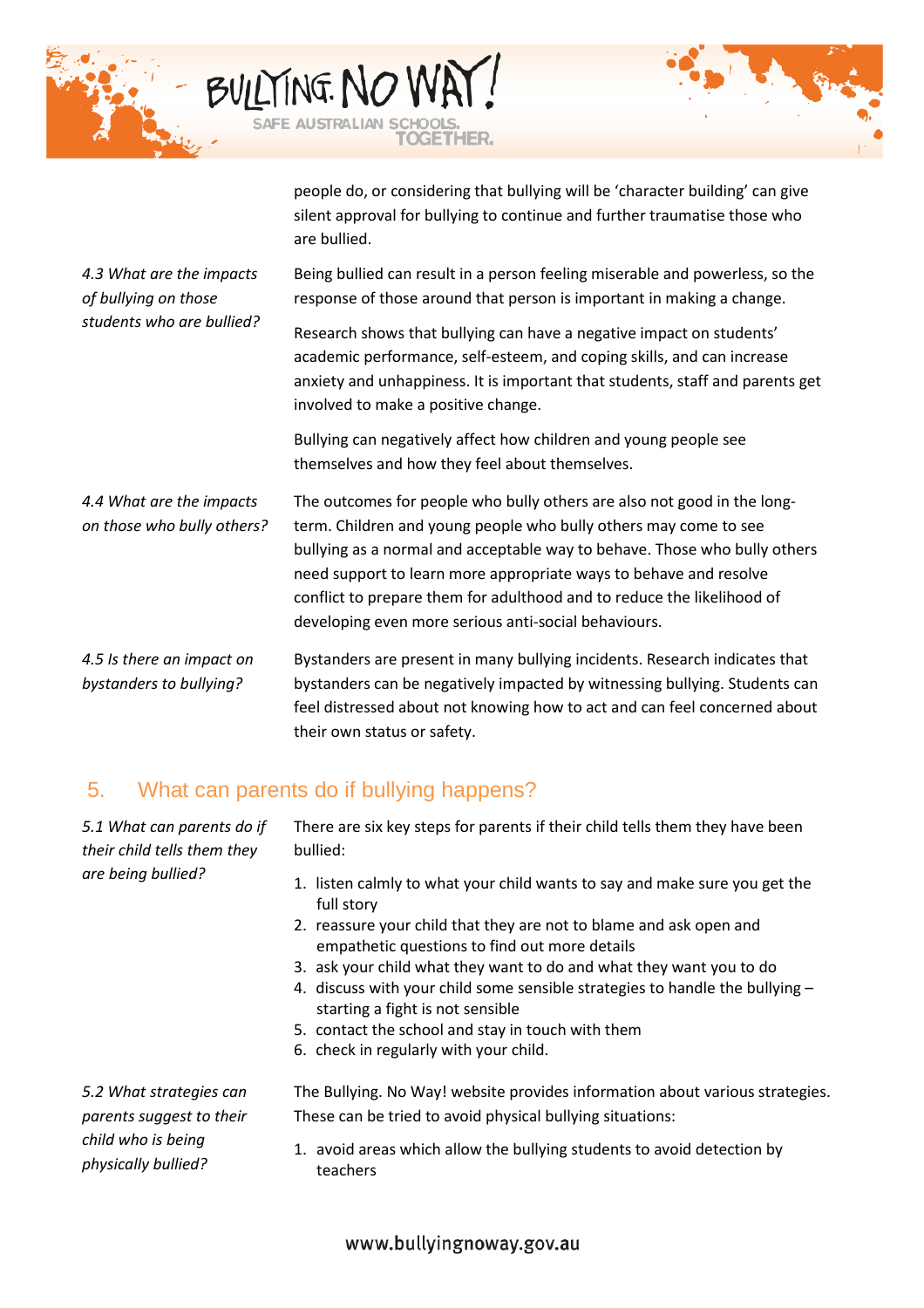people do, or considering that bullying will be 'character building' can give silent approval for bullying to continue and further traumatise those who are bullied.

*4.3 What are the impacts of bullying on those students who are bullied?*

Being bullied can result in a person feeling miserable and powerless, so the response of those around that person is important in making a change.

Research shows that bullying can have a negative impact on students' academic performance, self-esteem, and coping skills, and can increase anxiety and unhappiness. It is important that students, staff and parents get involved to make a positive change.

Bullying can negatively affect how children and young people see themselves and how they feel about themselves.

*4.4 What are the impacts on those who bully others?*

The outcomes for people who bully others are also not good in the long-term. Children and young people who bully others may come to see bullying as a normal and acceptable way to behave. Those who bully others need support to learn more appropriate ways to behave and resolve conflict to prepare them for adulthood and to reduce the likelihood of developing even more serious anti-social behaviours.

*4.5 Is there an impact on bystanders to bullying?*

Bystanders are present in many bullying incidents. Research indicates that bystanders can be negatively impacted by witnessing bullying. Students can feel distressed about not knowing how to act and can feel concerned about their own status or safety.

## 5. What can parents do if bullying happens?

*5.1 What can parents do if their child tells them they are being bullied?*

There are six key steps for parents if their child tells them they have been bullied:

1. listen calmly to what your child wants to say and make sure you get the full story
2. reassure your child that they are not to blame and ask open and empathetic questions to find out more details
3. ask your child what they want to do and what they want you to do
4. discuss with your child some sensible strategies to handle the bullying – starting a fight is not sensible
5. contact the school and stay in touch with them
6. check in regularly with your child.

*5.2 What strategies can parents suggest to their child who is being physically bullied?*

The Bullying. No Way! website provides information about various strategies. These can be tried to avoid physical bullying situations:

1. avoid areas which allow the bullying students to avoid detection by teachers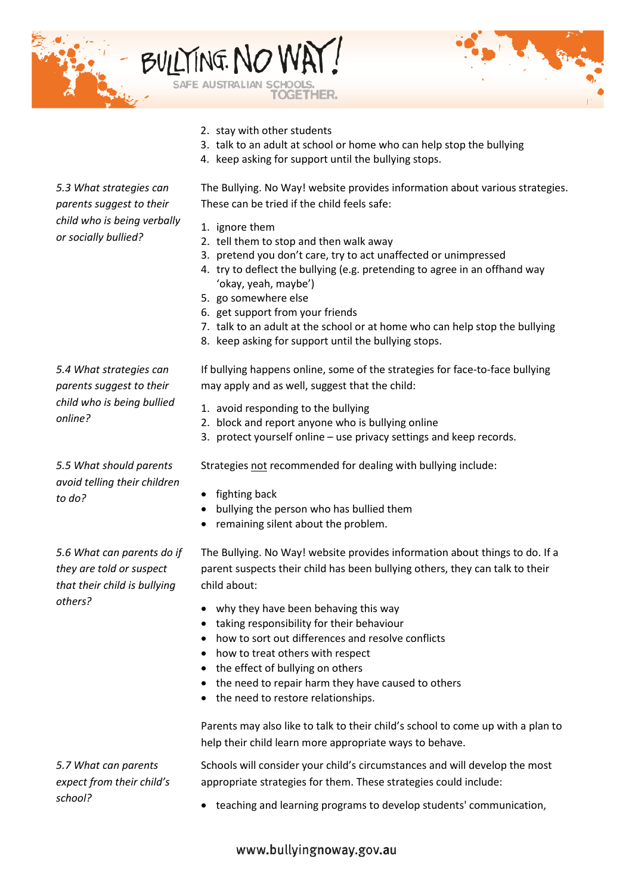2. stay with other students
3. talk to an adult at school or home who can help stop the bullying
4. keep asking for support until the bullying stops.

*5.3 What strategies can parents suggest to their child who is being verbally or socially bullied?*

The Bullying. No Way! website provides information about various strategies. These can be tried if the child feels safe:

1. ignore them
2. tell them to stop and then walk away
3. pretend you don't care, try to act unaffected or unimpressed
4. try to deflect the bullying (e.g. pretending to agree in an offhand way 'okay, yeah, maybe')
5. go somewhere else
6. get support from your friends
7. talk to an adult at the school or at home who can help stop the bullying
8. keep asking for support until the bullying stops.

*5.4 What strategies can parents suggest to their child who is being bullied online?*

If bullying happens online, some of the strategies for face-to-face bullying may apply and as well, suggest that the child:

1. avoid responding to the bullying
2. block and report anyone who is bullying online
3. protect yourself online – use privacy settings and keep records.

*5.5 What should parents avoid telling their children to do?*

Strategies <u>not</u> recommended for dealing with bullying include:

- fighting back
- bullying the person who has bullied them
- remaining silent about the problem.

*5.6 What can parents do if they are told or suspect that their child is bullying others?*

The Bullying. No Way! website provides information about things to do. If a parent suspects their child has been bullying others, they can talk to their child about:

- why they have been behaving this way
- taking responsibility for their behaviour
- how to sort out differences and resolve conflicts
- how to treat others with respect
- the effect of bullying on others
- the need to repair harm they have caused to others
- the need to restore relationships.

Parents may also like to talk to their child's school to come up with a plan to help their child learn more appropriate ways to behave.

*5.7 What can parents expect from their child's school?*

Schools will consider your child's circumstances and will develop the most appropriate strategies for them. These strategies could include:

- teaching and learning programs to develop students' communication,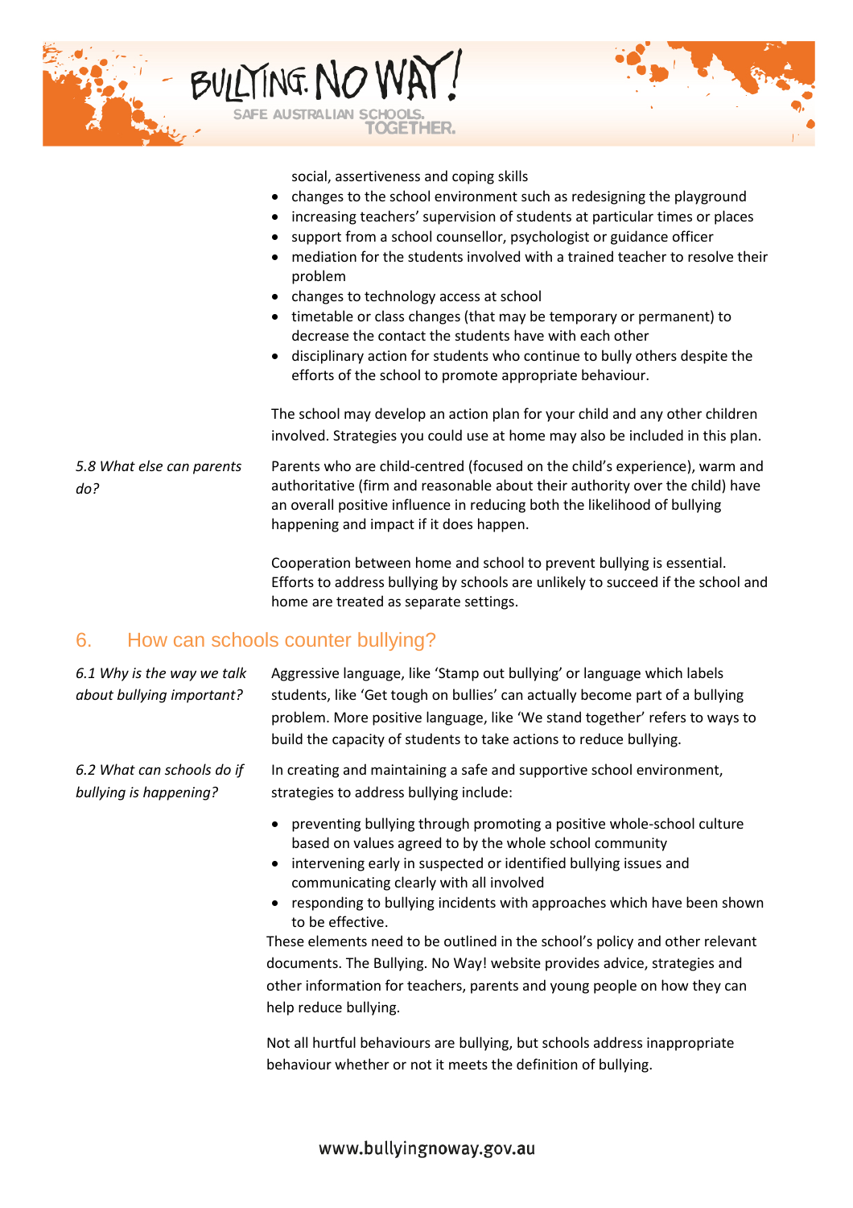social, assertiveness and coping skills

- changes to the school environment such as redesigning the playground
- increasing teachers' supervision of students at particular times or places
- support from a school counsellor, psychologist or guidance officer
- mediation for the students involved with a trained teacher to resolve their problem
- changes to technology access at school
- timetable or class changes (that may be temporary or permanent) to decrease the contact the students have with each other
- disciplinary action for students who continue to bully others despite the efforts of the school to promote appropriate behaviour.

The school may develop an action plan for your child and any other children involved. Strategies you could use at home may also be included in this plan.

*5.8 What else can parents do?*

Parents who are child-centred (focused on the child's experience), warm and authoritative (firm and reasonable about their authority over the child) have an overall positive influence in reducing both the likelihood of bullying happening and impact if it does happen.

Cooperation between home and school to prevent bullying is essential. Efforts to address bullying by schools are unlikely to succeed if the school and home are treated as separate settings.

## 6. How can schools counter bullying?

*6.1 Why is the way we talk about bullying important?*

Aggressive language, like 'Stamp out bullying' or language which labels students, like 'Get tough on bullies' can actually become part of a bullying problem. More positive language, like 'We stand together' refers to ways to build the capacity of students to take actions to reduce bullying.

*6.2 What can schools do if bullying is happening?*

In creating and maintaining a safe and supportive school environment, strategies to address bullying include:

- preventing bullying through promoting a positive whole-school culture based on values agreed to by the whole school community
- intervening early in suspected or identified bullying issues and communicating clearly with all involved
- responding to bullying incidents with approaches which have been shown to be effective.

These elements need to be outlined in the school's policy and other relevant documents. The Bullying. No Way! website provides advice, strategies and other information for teachers, parents and young people on how they can help reduce bullying.

Not all hurtful behaviours are bullying, but schools address inappropriate behaviour whether or not it meets the definition of bullying.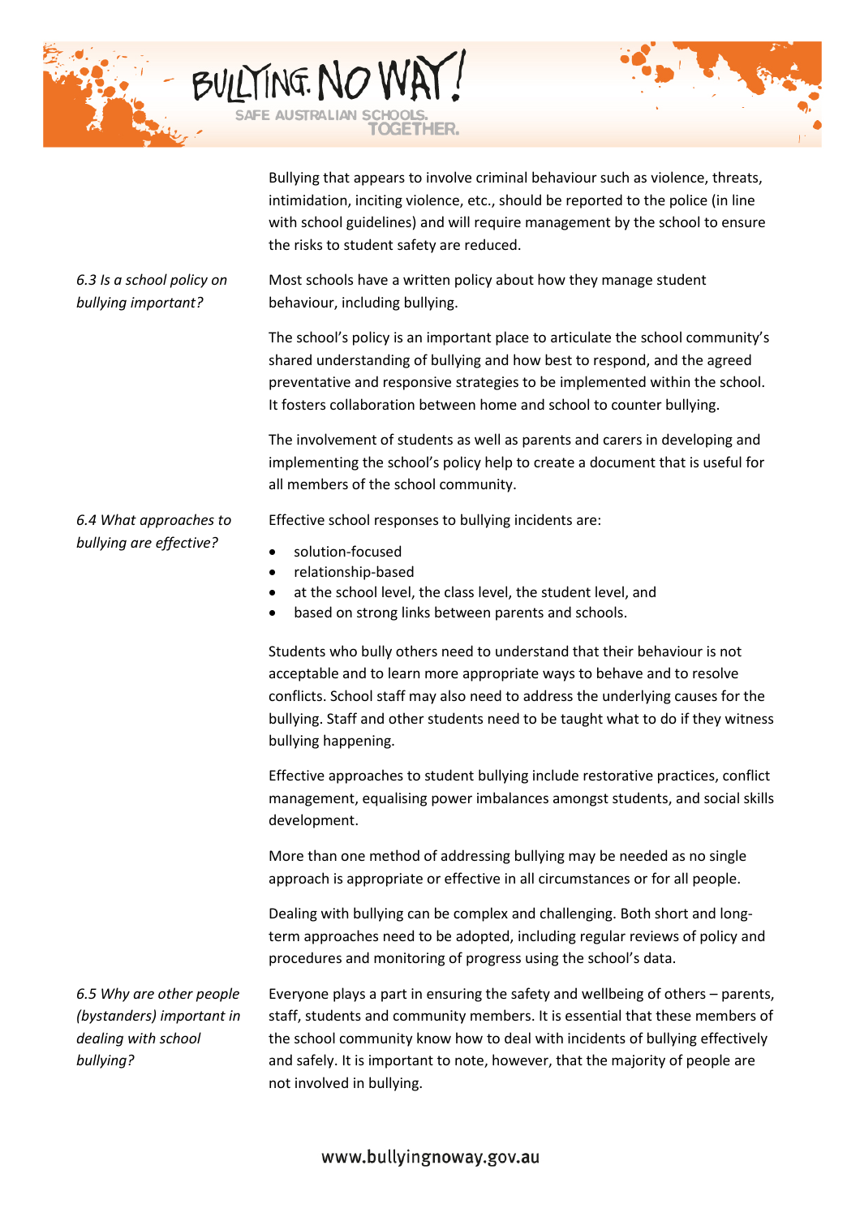Bullying that appears to involve criminal behaviour such as violence, threats, intimidation, inciting violence, etc., should be reported to the police (in line with school guidelines) and will require management by the school to ensure the risks to student safety are reduced.

*6.3 Is a school policy on bullying important?*

Most schools have a written policy about how they manage student behaviour, including bullying.

The school's policy is an important place to articulate the school community's shared understanding of bullying and how best to respond, and the agreed preventative and responsive strategies to be implemented within the school. It fosters collaboration between home and school to counter bullying.

The involvement of students as well as parents and carers in developing and implementing the school's policy help to create a document that is useful for all members of the school community.

*6.4 What approaches to bullying are effective?*

Effective school responses to bullying incidents are:

- solution-focused
- relationship-based
- at the school level, the class level, the student level, and
- based on strong links between parents and schools.

Students who bully others need to understand that their behaviour is not acceptable and to learn more appropriate ways to behave and to resolve conflicts. School staff may also need to address the underlying causes for the bullying. Staff and other students need to be taught what to do if they witness bullying happening.

Effective approaches to student bullying include restorative practices, conflict management, equalising power imbalances amongst students, and social skills development.

More than one method of addressing bullying may be needed as no single approach is appropriate or effective in all circumstances or for all people.

Dealing with bullying can be complex and challenging. Both short and long-term approaches need to be adopted, including regular reviews of policy and procedures and monitoring of progress using the school's data.

*6.5 Why are other people (bystanders) important in dealing with school bullying?*

Everyone plays a part in ensuring the safety and wellbeing of others – parents, staff, students and community members. It is essential that these members of the school community know how to deal with incidents of bullying effectively and safely. It is important to note, however, that the majority of people are not involved in bullying.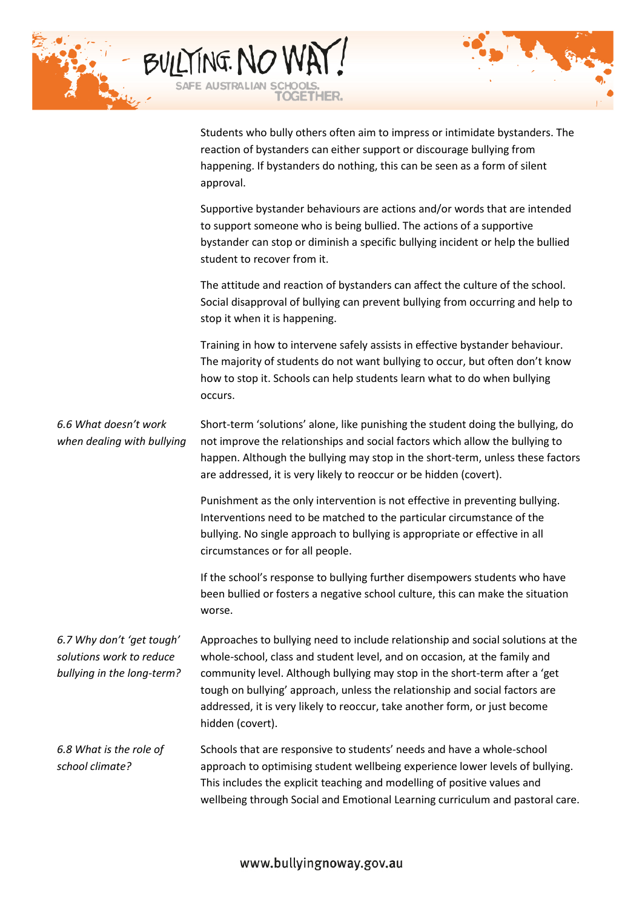Students who bully others often aim to impress or intimidate bystanders. The reaction of bystanders can either support or discourage bullying from happening. If bystanders do nothing, this can be seen as a form of silent approval.

Supportive bystander behaviours are actions and/or words that are intended to support someone who is being bullied. The actions of a supportive bystander can stop or diminish a specific bullying incident or help the bullied student to recover from it.

The attitude and reaction of bystanders can affect the culture of the school. Social disapproval of bullying can prevent bullying from occurring and help to stop it when it is happening.

Training in how to intervene safely assists in effective bystander behaviour. The majority of students do not want bullying to occur, but often don't know how to stop it. Schools can help students learn what to do when bullying occurs.

*6.6 What doesn't work when dealing with bullying*

Short-term 'solutions' alone, like punishing the student doing the bullying, do not improve the relationships and social factors which allow the bullying to happen. Although the bullying may stop in the short-term, unless these factors are addressed, it is very likely to reoccur or be hidden (covert).

Punishment as the only intervention is not effective in preventing bullying. Interventions need to be matched to the particular circumstance of the bullying. No single approach to bullying is appropriate or effective in all circumstances or for all people.

If the school's response to bullying further disempowers students who have been bullied or fosters a negative school culture, this can make the situation worse.

*6.7 Why don't 'get tough' solutions work to reduce bullying in the long-term?*

Approaches to bullying need to include relationship and social solutions at the whole-school, class and student level, and on occasion, at the family and community level. Although bullying may stop in the short-term after a 'get tough on bullying' approach, unless the relationship and social factors are addressed, it is very likely to reoccur, take another form, or just become hidden (covert).

*6.8 What is the role of school climate?*

Schools that are responsive to students' needs and have a whole-school approach to optimising student wellbeing experience lower levels of bullying. This includes the explicit teaching and modelling of positive values and wellbeing through Social and Emotional Learning curriculum and pastoral care.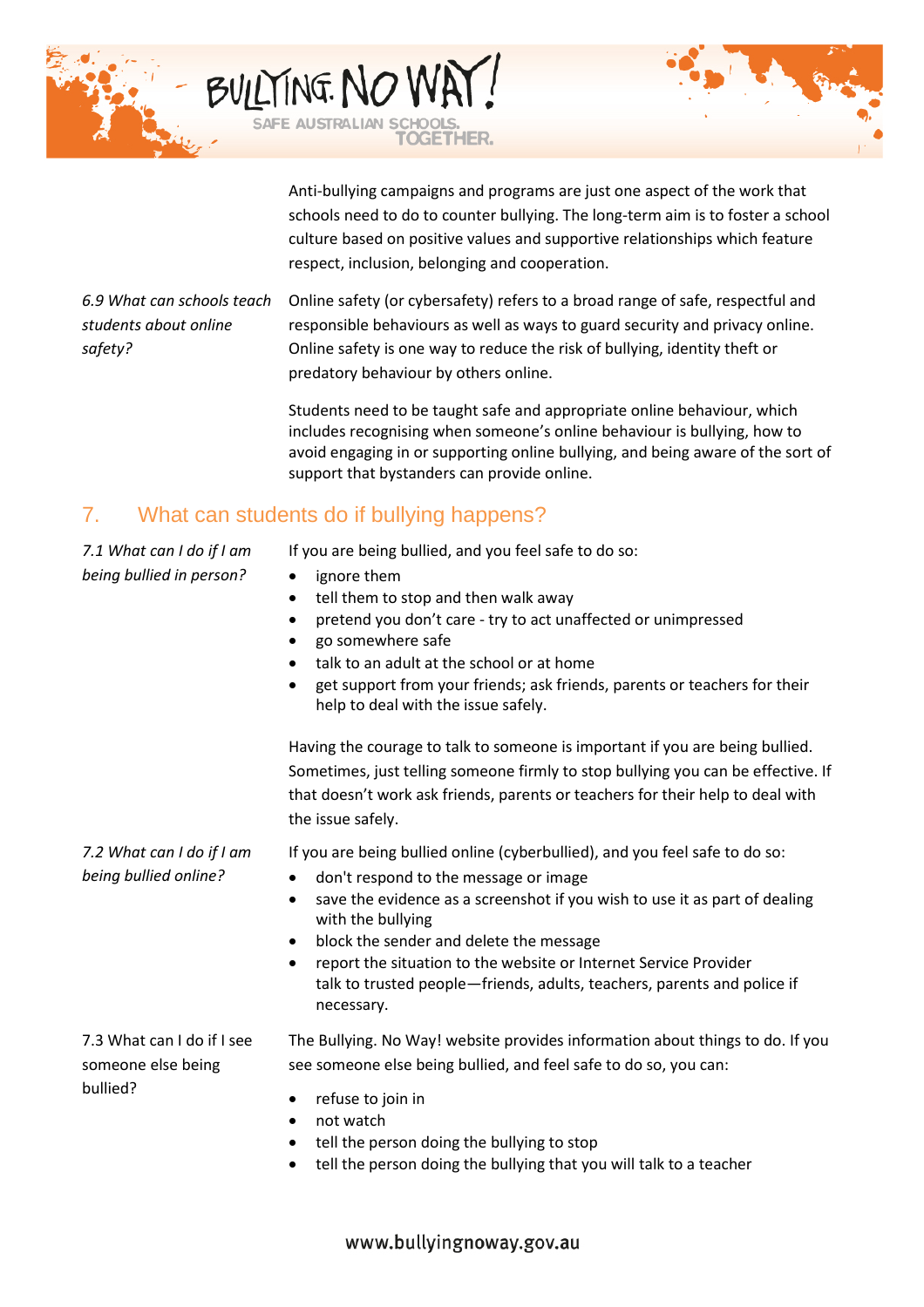Anti-bullying campaigns and programs are just one aspect of the work that schools need to do to counter bullying. The long-term aim is to foster a school culture based on positive values and supportive relationships which feature respect, inclusion, belonging and cooperation.

*6.9 What can schools teach students about online safety?*

Online safety (or cybersafety) refers to a broad range of safe, respectful and responsible behaviours as well as ways to guard security and privacy online. Online safety is one way to reduce the risk of bullying, identity theft or predatory behaviour by others online.

Students need to be taught safe and appropriate online behaviour, which includes recognising when someone's online behaviour is bullying, how to avoid engaging in or supporting online bullying, and being aware of the sort of support that bystanders can provide online.

## 7. What can students do if bullying happens?

*7.1 What can I do if I am being bullied in person?*

If you are being bullied, and you feel safe to do so:

- ignore them
- tell them to stop and then walk away
- pretend you don't care - try to act unaffected or unimpressed
- go somewhere safe
- talk to an adult at the school or at home
- get support from your friends; ask friends, parents or teachers for their help to deal with the issue safely.

Having the courage to talk to someone is important if you are being bullied. Sometimes, just telling someone firmly to stop bullying you can be effective. If that doesn't work ask friends, parents or teachers for their help to deal with the issue safely.

*7.2 What can I do if I am being bullied online?*

If you are being bullied online (cyberbullied), and you feel safe to do so:

- don't respond to the message or image
- save the evidence as a screenshot if you wish to use it as part of dealing with the bullying
- block the sender and delete the message
- report the situation to the website or Internet Service Provider
  talk to trusted people—friends, adults, teachers, parents and police if necessary.

7.3 What can I do if I see someone else being bullied?

The Bullying. No Way! website provides information about things to do. If you see someone else being bullied, and feel safe to do so, you can:

- refuse to join in
- not watch
- tell the person doing the bullying to stop
- tell the person doing the bullying that you will talk to a teacher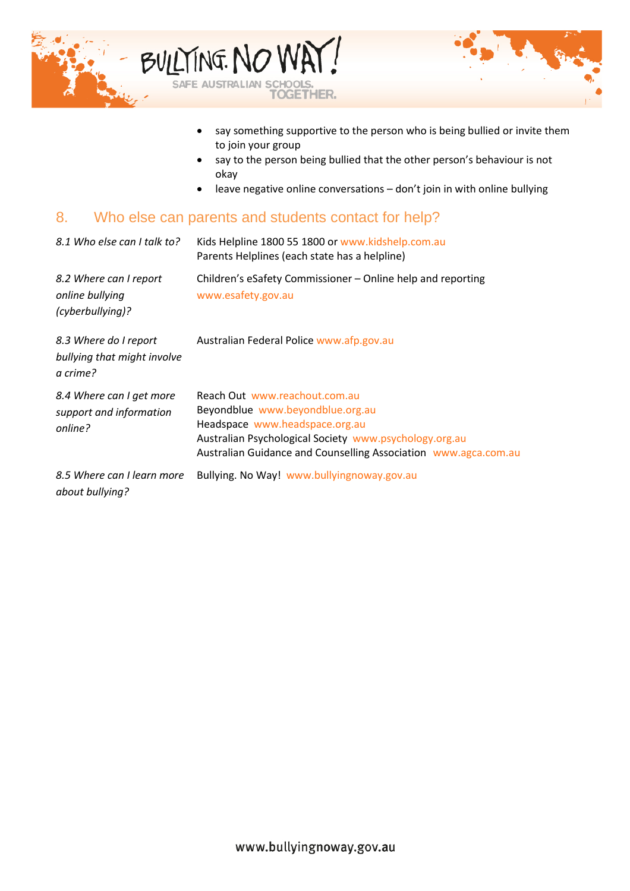- say something supportive to the person who is being bullied or invite them to join your group
- say to the person being bullied that the other person's behaviour is not okay
- leave negative online conversations – don't join in with online bullying

## 8. Who else can parents and students contact for help?

| | |
|---|---|
| *8.1 Who else can I talk to?* | Kids Helpline 1800 55 1800 or www.kidshelp.com.au<br>Parents Helplines (each state has a helpline) |
| *8.2 Where can I report online bullying (cyberbullying)?* | Children's eSafety Commissioner – Online help and reporting<br>www.esafety.gov.au |
| *8.3 Where do I report bullying that might involve a crime?* | Australian Federal Police www.afp.gov.au |
| *8.4 Where can I get more support and information online?* | Reach Out www.reachout.com.au<br>Beyondblue www.beyondblue.org.au<br>Headspace www.headspace.org.au<br>Australian Psychological Society www.psychology.org.au<br>Australian Guidance and Counselling Association www.agca.com.au |
| *8.5 Where can I learn more about bullying?* | Bullying. No Way! www.bullyingnoway.gov.au |